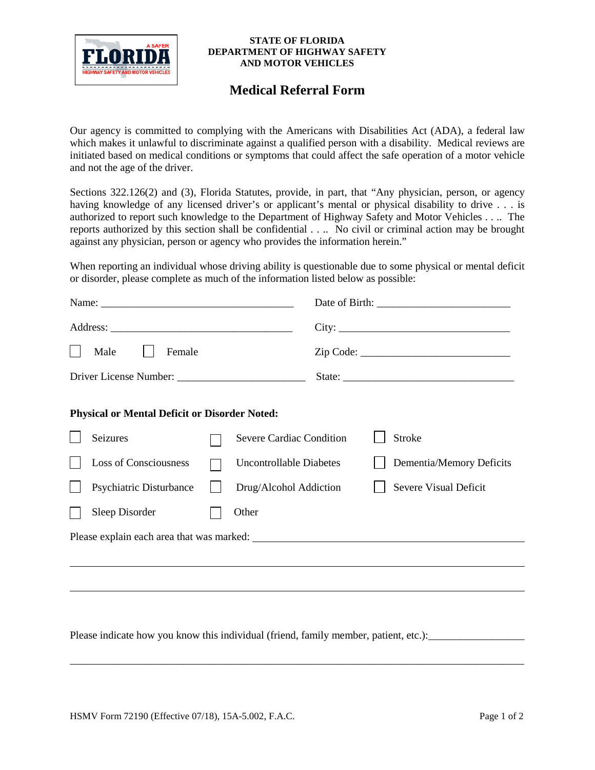**STATE OF FLORIDA**
**DEPARTMENT OF HIGHWAY SAFETY**
**AND MOTOR VEHICLES**

# Medical Referral Form

Our agency is committed to complying with the Americans with Disabilities Act (ADA), a federal law which makes it unlawful to discriminate against a qualified person with a disability. Medical reviews are initiated based on medical conditions or symptoms that could affect the safe operation of a motor vehicle and not the age of the driver.

Sections 322.126(2) and (3), Florida Statutes, provide, in part, that "Any physician, person, or agency having knowledge of any licensed driver's or applicant's mental or physical disability to drive . . . is authorized to report such knowledge to the Department of Highway Safety and Motor Vehicles . . .. The reports authorized by this section shall be confidential . . .. No civil or criminal action may be brought against any physician, person or agency who provides the information herein."

When reporting an individual whose driving ability is questionable due to some physical or mental deficit or disorder, please complete as much of the information listed below as possible:

Name: ______________________________ Date of Birth: ______________________

Address: ____________________________ City: ____________________________

☐ Male ☐ Female Zip Code: ________________________

Driver License Number: ____________________ State: ____________________________

**Physical or Mental Deficit or Disorder Noted:**

| | | |
|---|---|---|
| ☐ Seizures | ☐ Severe Cardiac Condition | ☐ Stroke |
| ☐ Loss of Consciousness | ☐ Uncontrollable Diabetes | ☐ Dementia/Memory Deficits |
| ☐ Psychiatric Disturbance | ☐ Drug/Alcohol Addiction | ☐ Severe Visual Deficit |
| ☐ Sleep Disorder | ☐ Other | |

Please explain each area that was marked: ______________________________________________

________________________________________________________________________________

________________________________________________________________________________

Please indicate how you know this individual (friend, family member, patient, etc.):________________

________________________________________________________________________________

HSMV Form 72190 (Effective 07/18), 15A-5.002, F.A.C.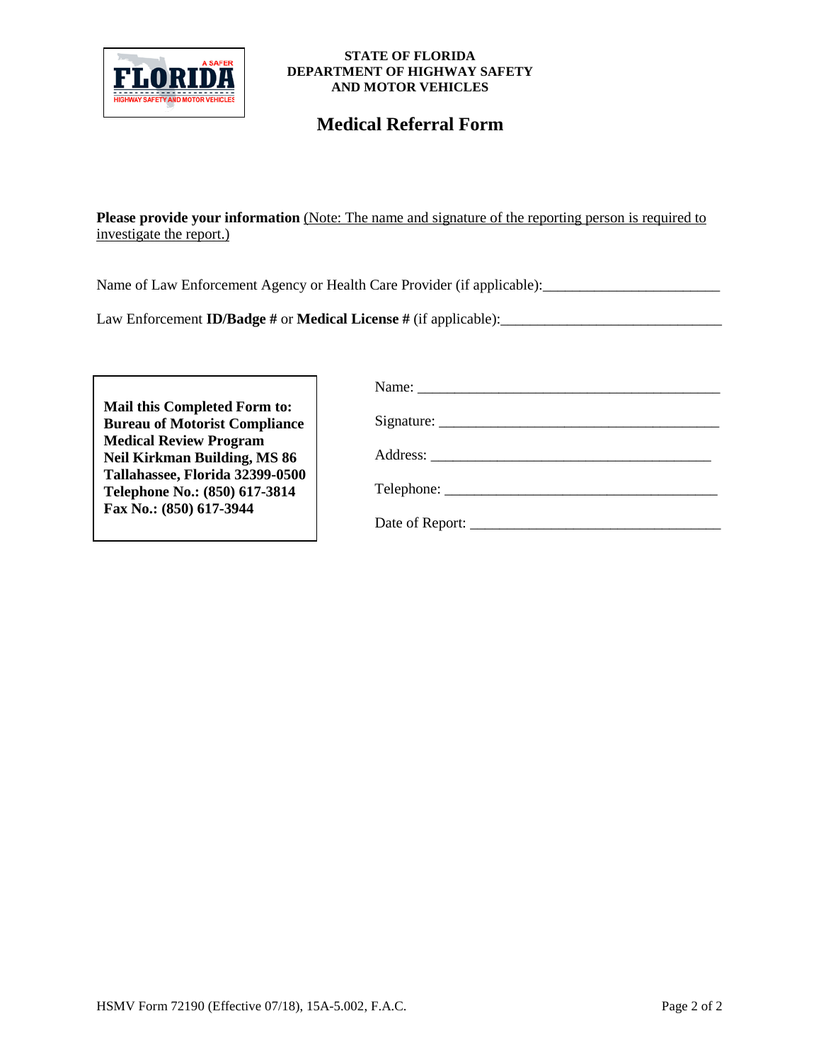**STATE OF FLORIDA**
**DEPARTMENT OF HIGHWAY SAFETY**
**AND MOTOR VEHICLES**

# Medical Referral Form

**Please provide your information** (Note: The name and signature of the reporting person is required to investigate the report.)

Name of Law Enforcement Agency or Health Care Provider (if applicable):________________________

Law Enforcement **ID/Badge #** or **Medical License #** (if applicable):______________________________

**Mail this Completed Form to:**
**Bureau of Motorist Compliance**
**Medical Review Program**
**Neil Kirkman Building, MS 86**
**Tallahassee, Florida 32399-0500**
**Telephone No.: (850) 617-3814**
**Fax No.: (850) 617-3944**

Name: __________________________________________

Signature: ______________________________________

Address: _______________________________________

Telephone: ______________________________________

Date of Report: __________________________________

HSMV Form 72190 (Effective 07/18), 15A-5.002, F.A.C.